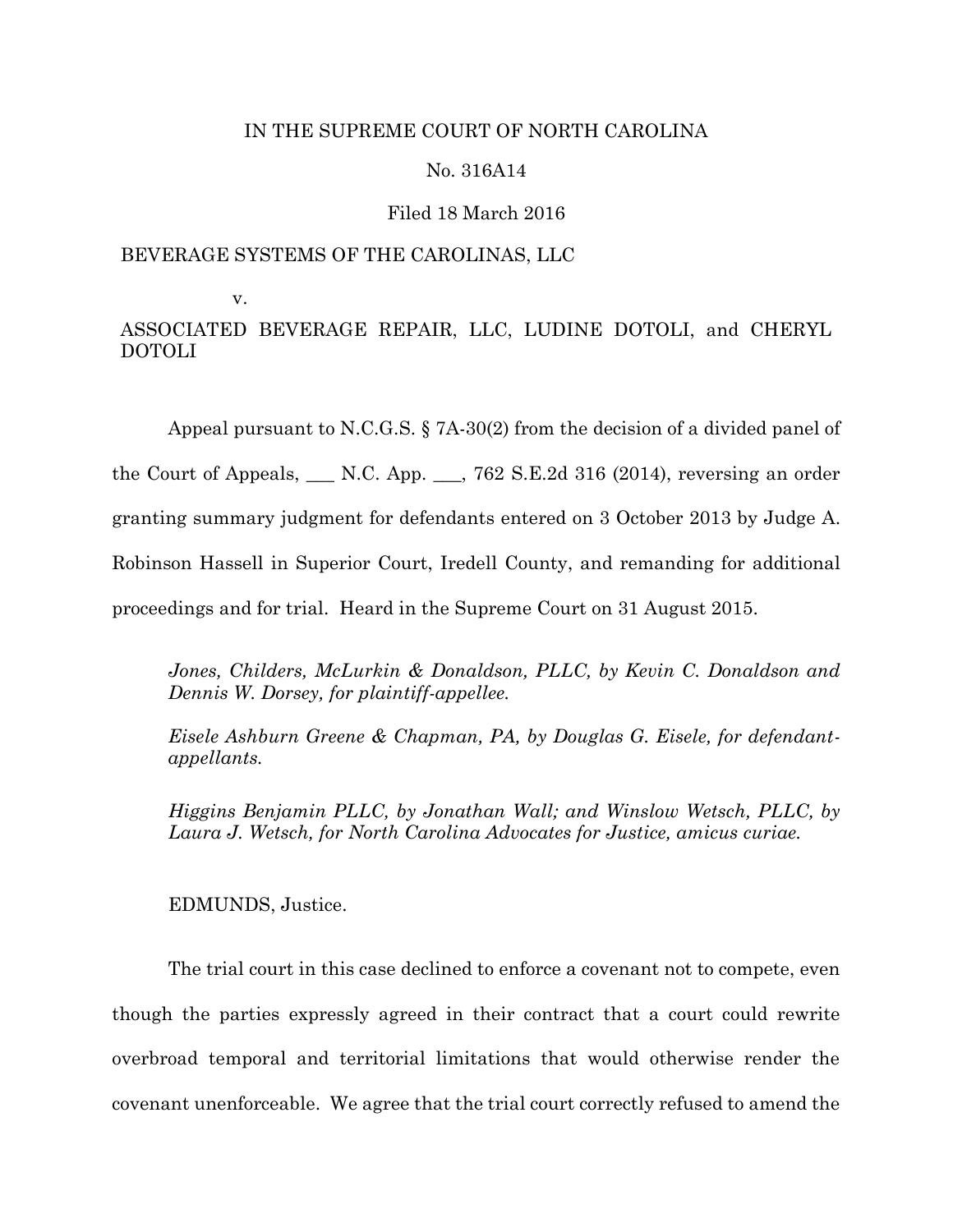IN THE SUPREME COURT OF NORTH CAROLINA

No. 316A14

Filed 18 March 2016

BEVERAGE SYSTEMS OF THE CAROLINAS, LLC

v.

ASSOCIATED BEVERAGE REPAIR, LLC, LUDINE DOTOLI, and CHERYL DOTOLI

Appeal pursuant to N.C.G.S. § 7A-30(2) from the decision of a divided panel of the Court of Appeals, ___ N.C. App. ___, 762 S.E.2d 316 (2014), reversing an order granting summary judgment for defendants entered on 3 October 2013 by Judge A. Robinson Hassell in Superior Court, Iredell County, and remanding for additional proceedings and for trial. Heard in the Supreme Court on 31 August 2015.

*Jones, Childers, McLurkin & Donaldson, PLLC, by Kevin C. Donaldson and Dennis W. Dorsey, for plaintiff-appellee.*

*Eisele Ashburn Greene & Chapman, PA, by Douglas G. Eisele, for defendant-appellants.*

*Higgins Benjamin PLLC, by Jonathan Wall; and Winslow Wetsch, PLLC, by Laura J. Wetsch, for North Carolina Advocates for Justice, amicus curiae.*

EDMUNDS, Justice.

The trial court in this case declined to enforce a covenant not to compete, even though the parties expressly agreed in their contract that a court could rewrite overbroad temporal and territorial limitations that would otherwise render the covenant unenforceable. We agree that the trial court correctly refused to amend the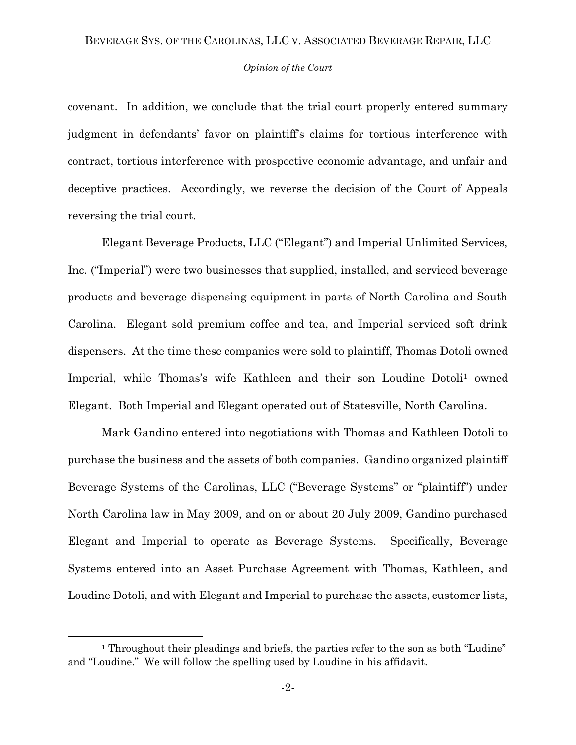covenant. In addition, we conclude that the trial court properly entered summary judgment in defendants' favor on plaintiff's claims for tortious interference with contract, tortious interference with prospective economic advantage, and unfair and deceptive practices. Accordingly, we reverse the decision of the Court of Appeals reversing the trial court.

Elegant Beverage Products, LLC ("Elegant") and Imperial Unlimited Services, Inc. ("Imperial") were two businesses that supplied, installed, and serviced beverage products and beverage dispensing equipment in parts of North Carolina and South Carolina. Elegant sold premium coffee and tea, and Imperial serviced soft drink dispensers. At the time these companies were sold to plaintiff, Thomas Dotoli owned Imperial, while Thomas's wife Kathleen and their son Loudine Dotoli[1] owned Elegant. Both Imperial and Elegant operated out of Statesville, North Carolina.

Mark Gandino entered into negotiations with Thomas and Kathleen Dotoli to purchase the business and the assets of both companies. Gandino organized plaintiff Beverage Systems of the Carolinas, LLC ("Beverage Systems" or "plaintiff") under North Carolina law in May 2009, and on or about 20 July 2009, Gandino purchased Elegant and Imperial to operate as Beverage Systems. Specifically, Beverage Systems entered into an Asset Purchase Agreement with Thomas, Kathleen, and Loudine Dotoli, and with Elegant and Imperial to purchase the assets, customer lists,

[1] Throughout their pleadings and briefs, the parties refer to the son as both "Ludine" and "Loudine." We will follow the spelling used by Loudine in his affidavit.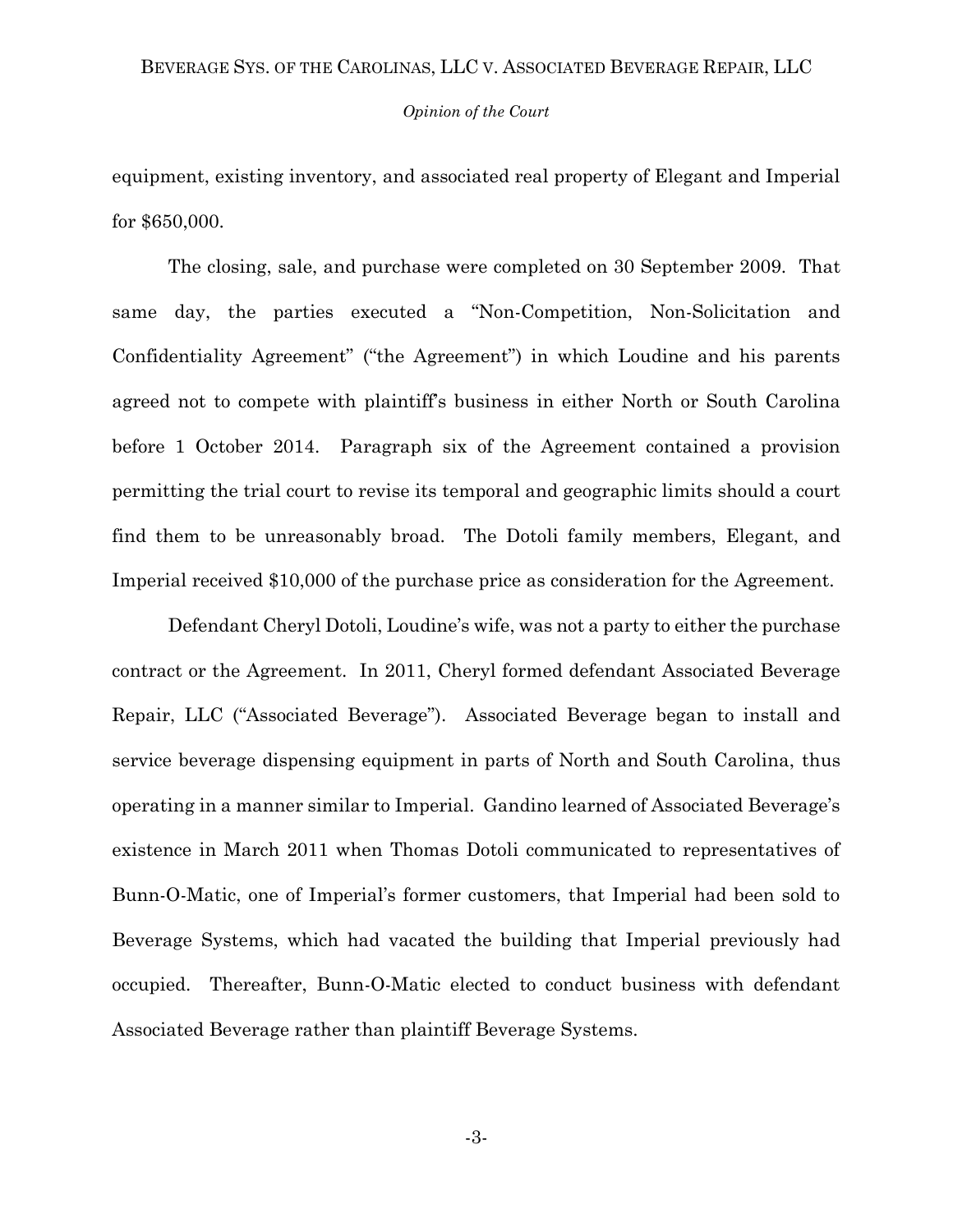equipment, existing inventory, and associated real property of Elegant and Imperial for $650,000.

The closing, sale, and purchase were completed on 30 September 2009. That same day, the parties executed a "Non-Competition, Non-Solicitation and Confidentiality Agreement" ("the Agreement") in which Loudine and his parents agreed not to compete with plaintiff's business in either North or South Carolina before 1 October 2014. Paragraph six of the Agreement contained a provision permitting the trial court to revise its temporal and geographic limits should a court find them to be unreasonably broad. The Dotoli family members, Elegant, and Imperial received $10,000 of the purchase price as consideration for the Agreement.

Defendant Cheryl Dotoli, Loudine's wife, was not a party to either the purchase contract or the Agreement. In 2011, Cheryl formed defendant Associated Beverage Repair, LLC ("Associated Beverage"). Associated Beverage began to install and service beverage dispensing equipment in parts of North and South Carolina, thus operating in a manner similar to Imperial. Gandino learned of Associated Beverage's existence in March 2011 when Thomas Dotoli communicated to representatives of Bunn-O-Matic, one of Imperial's former customers, that Imperial had been sold to Beverage Systems, which had vacated the building that Imperial previously had occupied. Thereafter, Bunn-O-Matic elected to conduct business with defendant Associated Beverage rather than plaintiff Beverage Systems.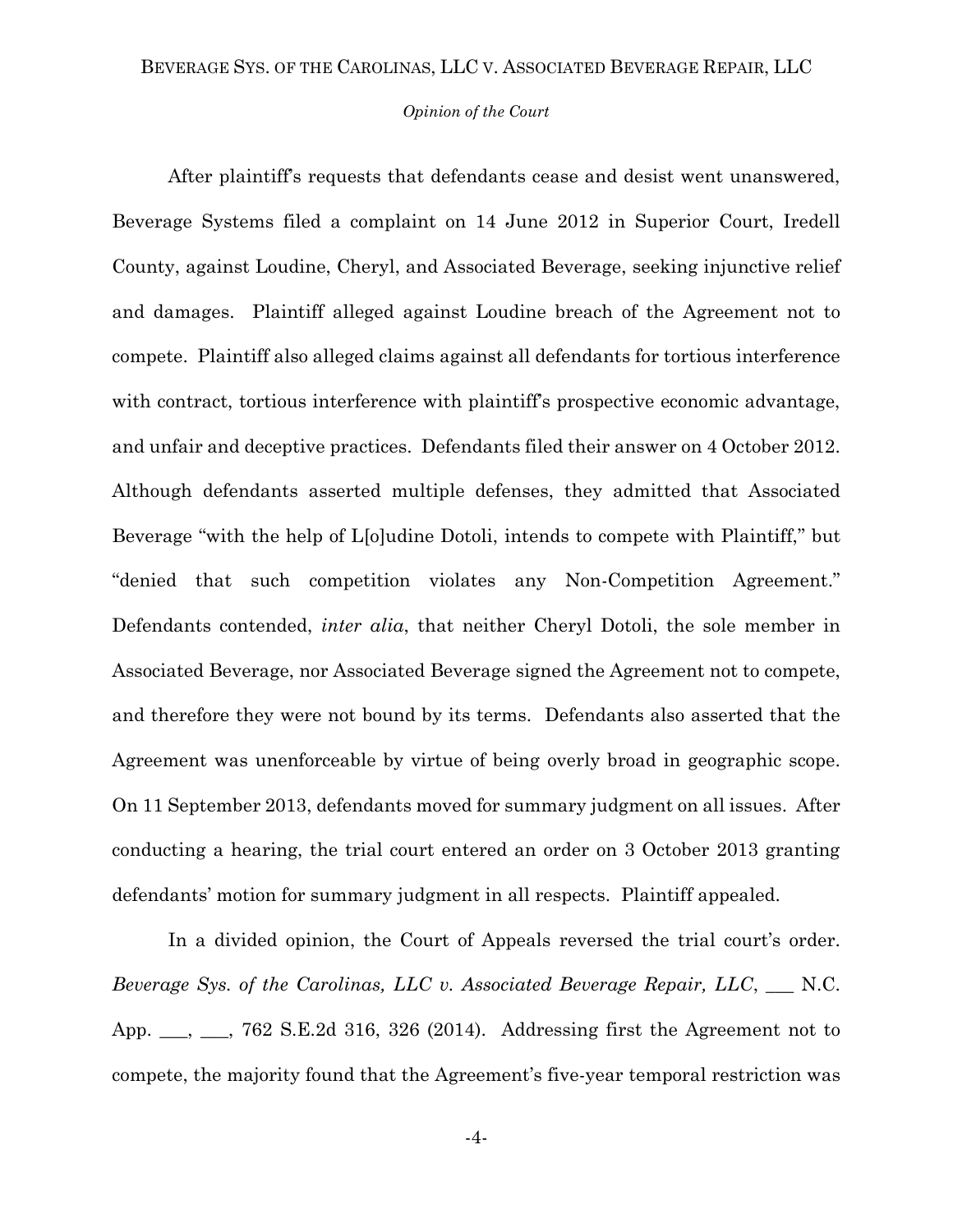After plaintiff's requests that defendants cease and desist went unanswered, Beverage Systems filed a complaint on 14 June 2012 in Superior Court, Iredell County, against Loudine, Cheryl, and Associated Beverage, seeking injunctive relief and damages. Plaintiff alleged against Loudine breach of the Agreement not to compete. Plaintiff also alleged claims against all defendants for tortious interference with contract, tortious interference with plaintiff's prospective economic advantage, and unfair and deceptive practices. Defendants filed their answer on 4 October 2012. Although defendants asserted multiple defenses, they admitted that Associated Beverage "with the help of L[o]udine Dotoli, intends to compete with Plaintiff," but "denied that such competition violates any Non-Competition Agreement." Defendants contended, *inter alia*, that neither Cheryl Dotoli, the sole member in Associated Beverage, nor Associated Beverage signed the Agreement not to compete, and therefore they were not bound by its terms. Defendants also asserted that the Agreement was unenforceable by virtue of being overly broad in geographic scope. On 11 September 2013, defendants moved for summary judgment on all issues. After conducting a hearing, the trial court entered an order on 3 October 2013 granting defendants' motion for summary judgment in all respects. Plaintiff appealed.

In a divided opinion, the Court of Appeals reversed the trial court's order. *Beverage Sys. of the Carolinas, LLC v. Associated Beverage Repair, LLC*, ___ N.C. App. ___, ___, 762 S.E.2d 316, 326 (2014). Addressing first the Agreement not to compete, the majority found that the Agreement's five-year temporal restriction was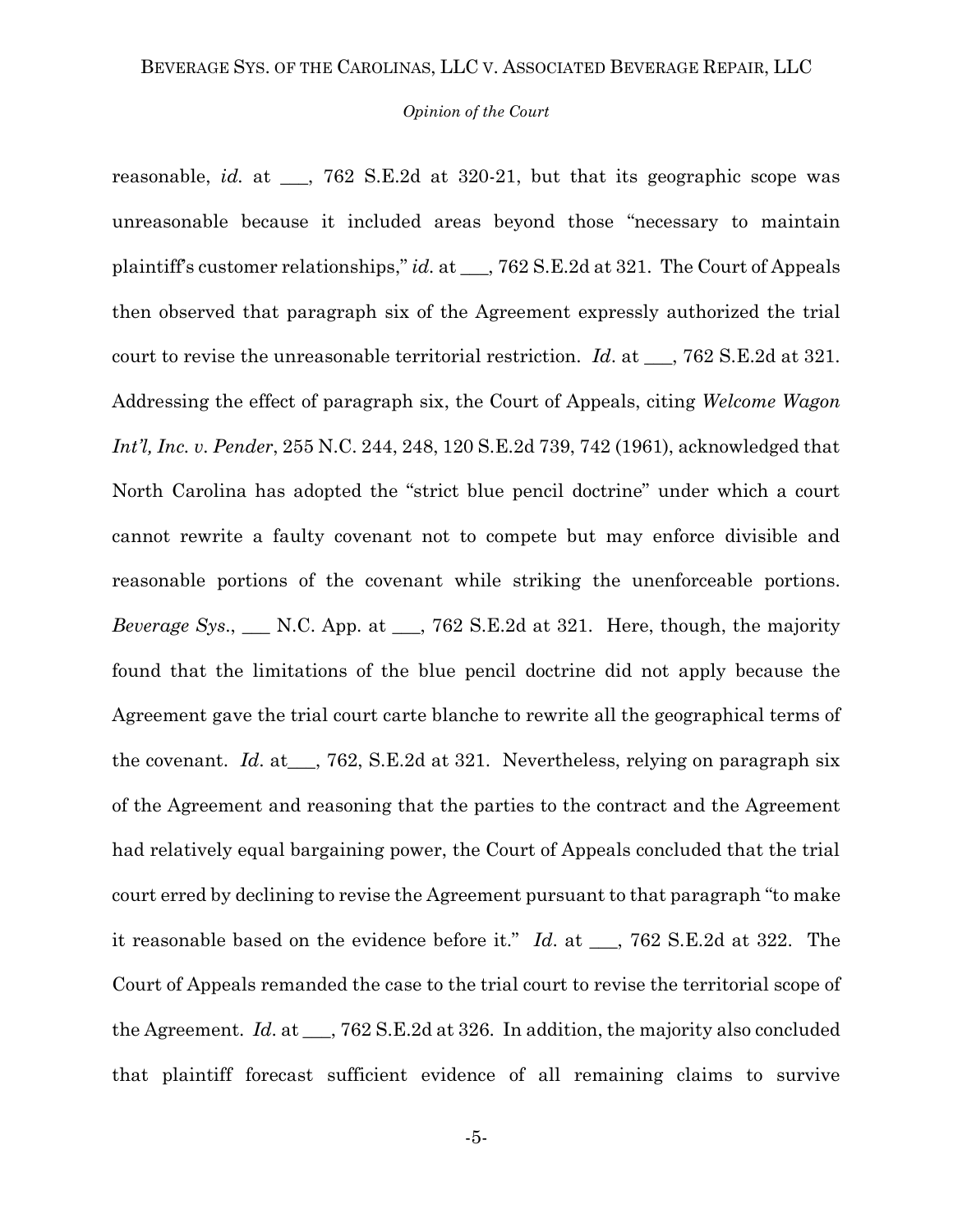reasonable, *id.* at ___, 762 S.E.2d at 320-21, but that its geographic scope was unreasonable because it included areas beyond those "necessary to maintain plaintiff's customer relationships," *id.* at ___, 762 S.E.2d at 321. The Court of Appeals then observed that paragraph six of the Agreement expressly authorized the trial court to revise the unreasonable territorial restriction. *Id*. at ___, 762 S.E.2d at 321. Addressing the effect of paragraph six, the Court of Appeals, citing *Welcome Wagon Int'l, Inc. v. Pender*, 255 N.C. 244, 248, 120 S.E.2d 739, 742 (1961), acknowledged that North Carolina has adopted the "strict blue pencil doctrine" under which a court cannot rewrite a faulty covenant not to compete but may enforce divisible and reasonable portions of the covenant while striking the unenforceable portions. *Beverage Sys*., ___ N.C. App. at ___, 762 S.E.2d at 321. Here, though, the majority found that the limitations of the blue pencil doctrine did not apply because the Agreement gave the trial court carte blanche to rewrite all the geographical terms of the covenant. *Id*. at___, 762, S.E.2d at 321. Nevertheless, relying on paragraph six of the Agreement and reasoning that the parties to the contract and the Agreement had relatively equal bargaining power, the Court of Appeals concluded that the trial court erred by declining to revise the Agreement pursuant to that paragraph "to make it reasonable based on the evidence before it." *Id*. at ___, 762 S.E.2d at 322. The Court of Appeals remanded the case to the trial court to revise the territorial scope of the Agreement. *Id*. at ___, 762 S.E.2d at 326. In addition, the majority also concluded that plaintiff forecast sufficient evidence of all remaining claims to survive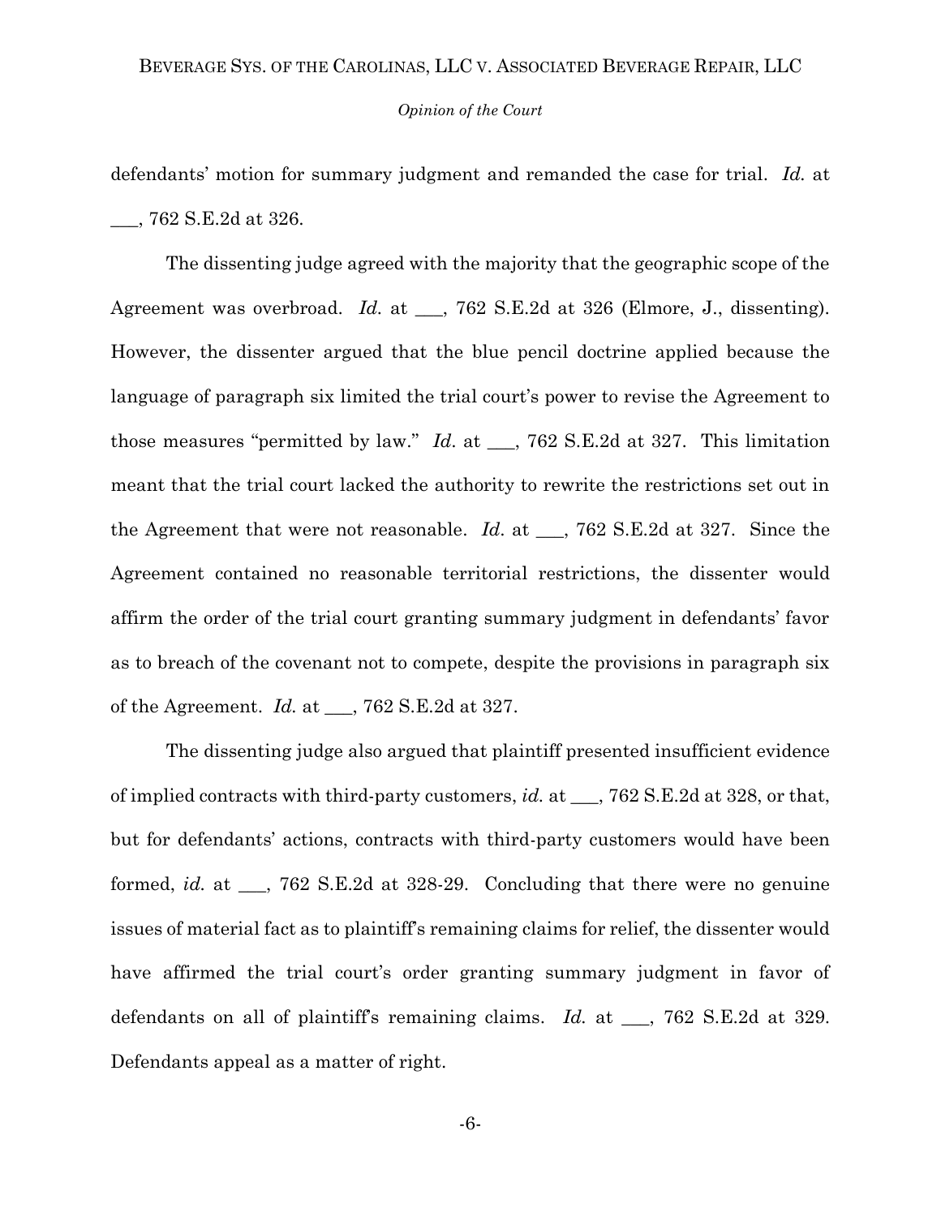defendants' motion for summary judgment and remanded the case for trial. *Id.* at ___, 762 S.E.2d at 326.

The dissenting judge agreed with the majority that the geographic scope of the Agreement was overbroad. *Id.* at ___, 762 S.E.2d at 326 (Elmore, J., dissenting). However, the dissenter argued that the blue pencil doctrine applied because the language of paragraph six limited the trial court's power to revise the Agreement to those measures "permitted by law." *Id.* at ___, 762 S.E.2d at 327. This limitation meant that the trial court lacked the authority to rewrite the restrictions set out in the Agreement that were not reasonable. *Id.* at ___, 762 S.E.2d at 327. Since the Agreement contained no reasonable territorial restrictions, the dissenter would affirm the order of the trial court granting summary judgment in defendants' favor as to breach of the covenant not to compete, despite the provisions in paragraph six of the Agreement. *Id.* at ___, 762 S.E.2d at 327.

The dissenting judge also argued that plaintiff presented insufficient evidence of implied contracts with third-party customers, *id.* at ___, 762 S.E.2d at 328, or that, but for defendants' actions, contracts with third-party customers would have been formed, *id.* at ___, 762 S.E.2d at 328-29. Concluding that there were no genuine issues of material fact as to plaintiff's remaining claims for relief, the dissenter would have affirmed the trial court's order granting summary judgment in favor of defendants on all of plaintiff's remaining claims. *Id.* at ___, 762 S.E.2d at 329. Defendants appeal as a matter of right.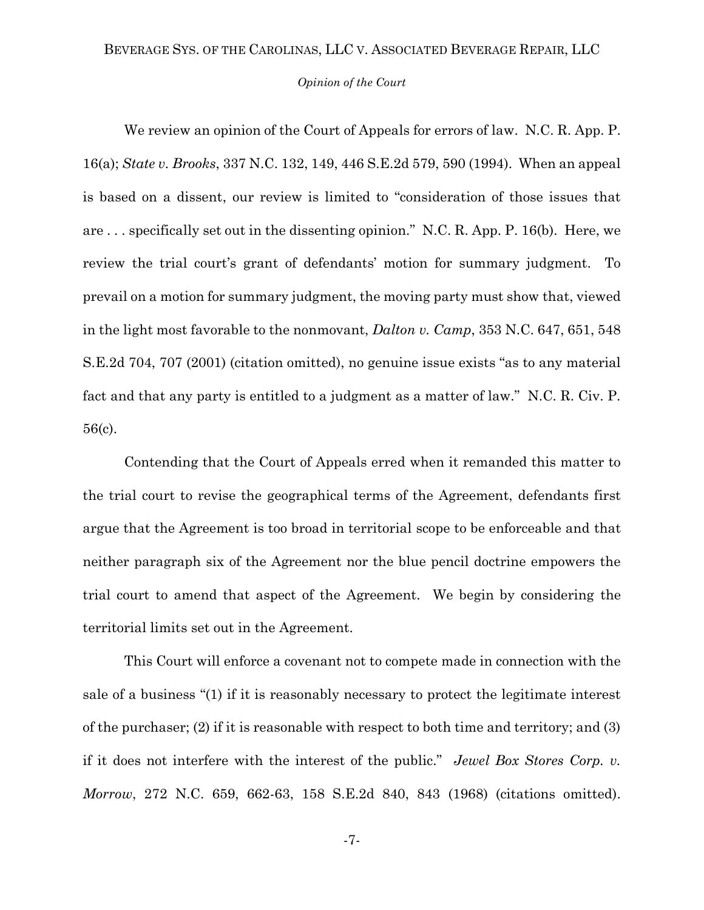We review an opinion of the Court of Appeals for errors of law. N.C. R. App. P. 16(a); *State v. Brooks*, 337 N.C. 132, 149, 446 S.E.2d 579, 590 (1994). When an appeal is based on a dissent, our review is limited to "consideration of those issues that are . . . specifically set out in the dissenting opinion." N.C. R. App. P. 16(b). Here, we review the trial court's grant of defendants' motion for summary judgment. To prevail on a motion for summary judgment, the moving party must show that, viewed in the light most favorable to the nonmovant, *Dalton v. Camp*, 353 N.C. 647, 651, 548 S.E.2d 704, 707 (2001) (citation omitted), no genuine issue exists "as to any material fact and that any party is entitled to a judgment as a matter of law." N.C. R. Civ. P. 56(c).

Contending that the Court of Appeals erred when it remanded this matter to the trial court to revise the geographical terms of the Agreement, defendants first argue that the Agreement is too broad in territorial scope to be enforceable and that neither paragraph six of the Agreement nor the blue pencil doctrine empowers the trial court to amend that aspect of the Agreement. We begin by considering the territorial limits set out in the Agreement.

This Court will enforce a covenant not to compete made in connection with the sale of a business "(1) if it is reasonably necessary to protect the legitimate interest of the purchaser; (2) if it is reasonable with respect to both time and territory; and (3) if it does not interfere with the interest of the public." *Jewel Box Stores Corp. v. Morrow*, 272 N.C. 659, 662-63, 158 S.E.2d 840, 843 (1968) (citations omitted).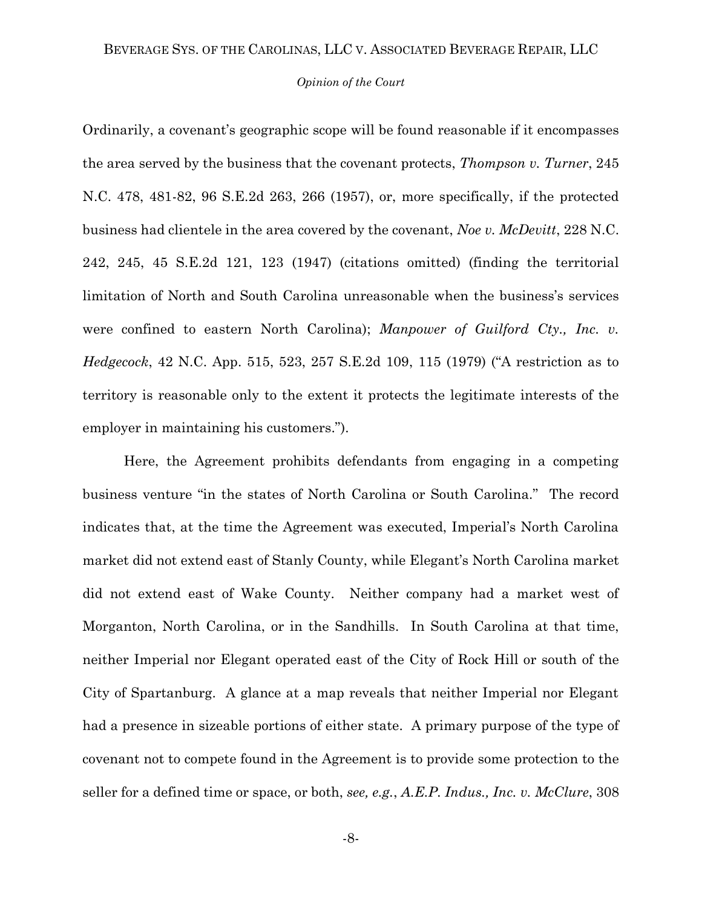Ordinarily, a covenant's geographic scope will be found reasonable if it encompasses the area served by the business that the covenant protects, *Thompson v. Turner*, 245 N.C. 478, 481-82, 96 S.E.2d 263, 266 (1957), or, more specifically, if the protected business had clientele in the area covered by the covenant, *Noe v. McDevitt*, 228 N.C. 242, 245, 45 S.E.2d 121, 123 (1947) (citations omitted) (finding the territorial limitation of North and South Carolina unreasonable when the business's services were confined to eastern North Carolina); *Manpower of Guilford Cty., Inc. v. Hedgecock*, 42 N.C. App. 515, 523, 257 S.E.2d 109, 115 (1979) ("A restriction as to territory is reasonable only to the extent it protects the legitimate interests of the employer in maintaining his customers.").

Here, the Agreement prohibits defendants from engaging in a competing business venture "in the states of North Carolina or South Carolina." The record indicates that, at the time the Agreement was executed, Imperial's North Carolina market did not extend east of Stanly County, while Elegant's North Carolina market did not extend east of Wake County. Neither company had a market west of Morganton, North Carolina, or in the Sandhills. In South Carolina at that time, neither Imperial nor Elegant operated east of the City of Rock Hill or south of the City of Spartanburg. A glance at a map reveals that neither Imperial nor Elegant had a presence in sizeable portions of either state. A primary purpose of the type of covenant not to compete found in the Agreement is to provide some protection to the seller for a defined time or space, or both, *see, e.g.*, *A.E.P. Indus., Inc. v. McClure*, 308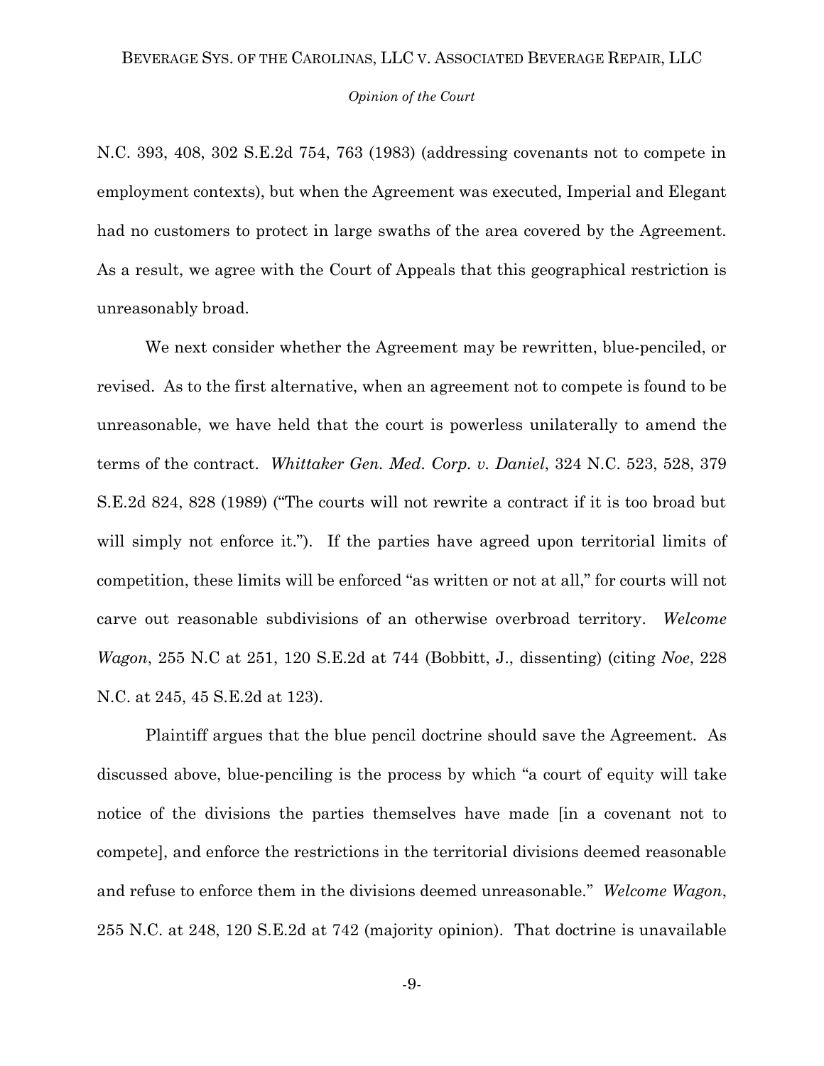N.C. 393, 408, 302 S.E.2d 754, 763 (1983) (addressing covenants not to compete in employment contexts), but when the Agreement was executed, Imperial and Elegant had no customers to protect in large swaths of the area covered by the Agreement. As a result, we agree with the Court of Appeals that this geographical restriction is unreasonably broad.

We next consider whether the Agreement may be rewritten, blue-penciled, or revised. As to the first alternative, when an agreement not to compete is found to be unreasonable, we have held that the court is powerless unilaterally to amend the terms of the contract. *Whittaker Gen. Med. Corp. v. Daniel*, 324 N.C. 523, 528, 379 S.E.2d 824, 828 (1989) ("The courts will not rewrite a contract if it is too broad but will simply not enforce it."). If the parties have agreed upon territorial limits of competition, these limits will be enforced "as written or not at all," for courts will not carve out reasonable subdivisions of an otherwise overbroad territory. *Welcome Wagon*, 255 N.C at 251, 120 S.E.2d at 744 (Bobbitt, J., dissenting) (citing *Noe*, 228 N.C. at 245, 45 S.E.2d at 123).

Plaintiff argues that the blue pencil doctrine should save the Agreement. As discussed above, blue-penciling is the process by which "a court of equity will take notice of the divisions the parties themselves have made [in a covenant not to compete], and enforce the restrictions in the territorial divisions deemed reasonable and refuse to enforce them in the divisions deemed unreasonable." *Welcome Wagon*, 255 N.C. at 248, 120 S.E.2d at 742 (majority opinion). That doctrine is unavailable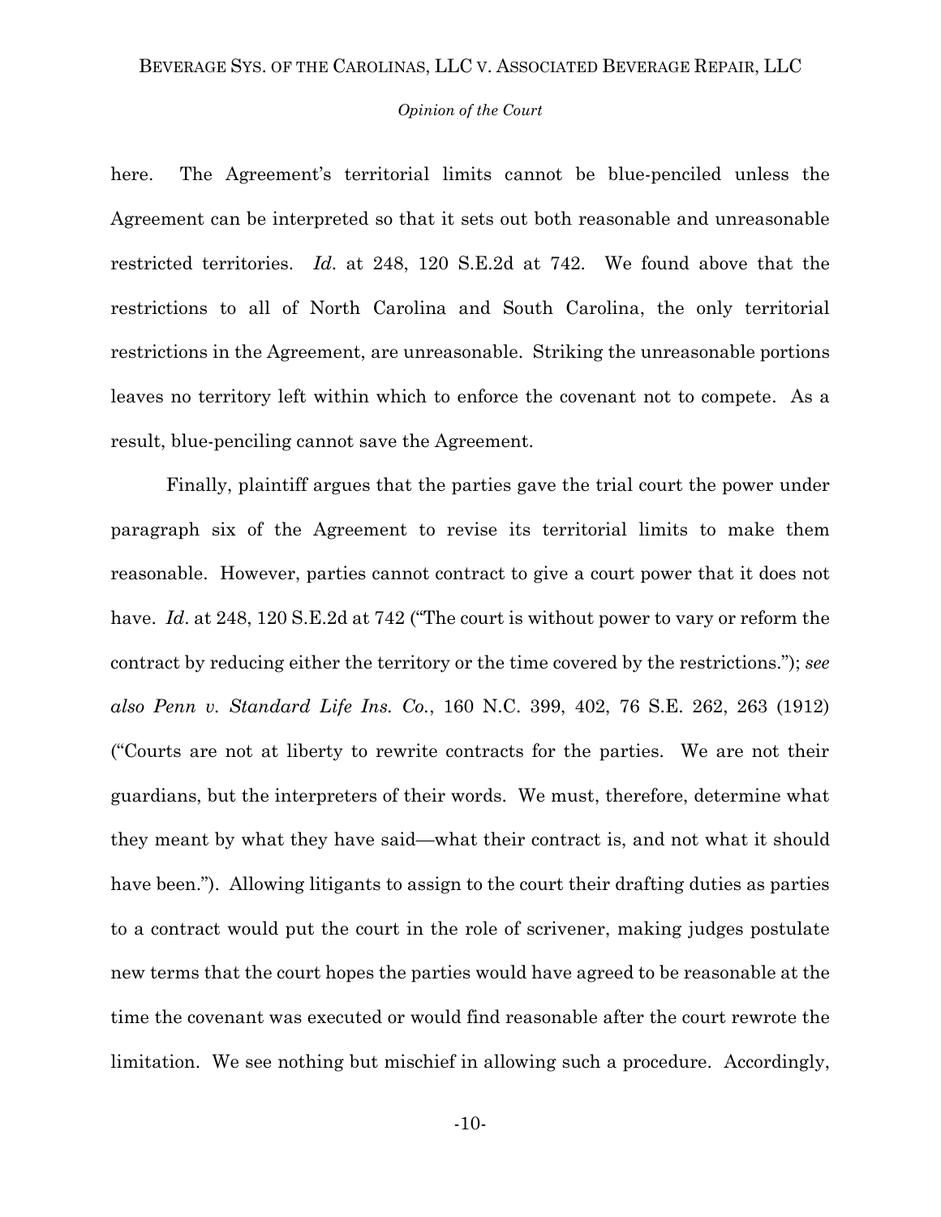here. The Agreement's territorial limits cannot be blue-penciled unless the Agreement can be interpreted so that it sets out both reasonable and unreasonable restricted territories. *Id*. at 248, 120 S.E.2d at 742. We found above that the restrictions to all of North Carolina and South Carolina, the only territorial restrictions in the Agreement, are unreasonable. Striking the unreasonable portions leaves no territory left within which to enforce the covenant not to compete. As a result, blue-penciling cannot save the Agreement.

Finally, plaintiff argues that the parties gave the trial court the power under paragraph six of the Agreement to revise its territorial limits to make them reasonable. However, parties cannot contract to give a court power that it does not have. *Id*. at 248, 120 S.E.2d at 742 ("The court is without power to vary or reform the contract by reducing either the territory or the time covered by the restrictions."); *see also Penn v. Standard Life Ins. Co.*, 160 N.C. 399, 402, 76 S.E. 262, 263 (1912) ("Courts are not at liberty to rewrite contracts for the parties. We are not their guardians, but the interpreters of their words. We must, therefore, determine what they meant by what they have said—what their contract is, and not what it should have been."). Allowing litigants to assign to the court their drafting duties as parties to a contract would put the court in the role of scrivener, making judges postulate new terms that the court hopes the parties would have agreed to be reasonable at the time the covenant was executed or would find reasonable after the court rewrote the limitation. We see nothing but mischief in allowing such a procedure. Accordingly,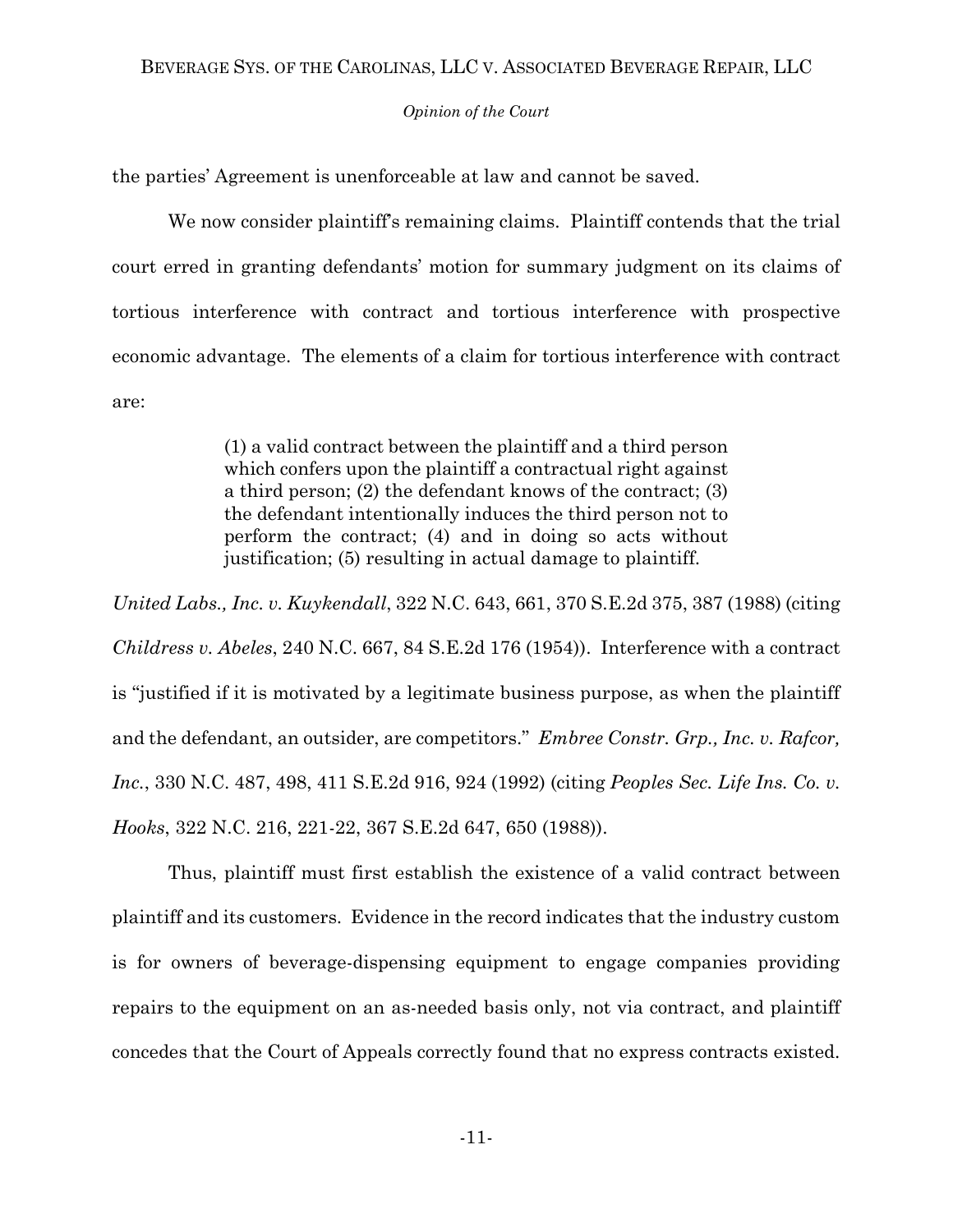the parties' Agreement is unenforceable at law and cannot be saved.

We now consider plaintiff's remaining claims. Plaintiff contends that the trial court erred in granting defendants' motion for summary judgment on its claims of tortious interference with contract and tortious interference with prospective economic advantage. The elements of a claim for tortious interference with contract are:

> (1) a valid contract between the plaintiff and a third person which confers upon the plaintiff a contractual right against a third person; (2) the defendant knows of the contract; (3) the defendant intentionally induces the third person not to perform the contract; (4) and in doing so acts without justification; (5) resulting in actual damage to plaintiff.

*United Labs., Inc. v. Kuykendall*, 322 N.C. 643, 661, 370 S.E.2d 375, 387 (1988) (citing *Childress v. Abeles*, 240 N.C. 667, 84 S.E.2d 176 (1954)). Interference with a contract is "justified if it is motivated by a legitimate business purpose, as when the plaintiff and the defendant, an outsider, are competitors." *Embree Constr. Grp., Inc. v. Rafcor, Inc.*, 330 N.C. 487, 498, 411 S.E.2d 916, 924 (1992) (citing *Peoples Sec. Life Ins. Co. v. Hooks*, 322 N.C. 216, 221-22, 367 S.E.2d 647, 650 (1988)).

Thus, plaintiff must first establish the existence of a valid contract between plaintiff and its customers. Evidence in the record indicates that the industry custom is for owners of beverage-dispensing equipment to engage companies providing repairs to the equipment on an as-needed basis only, not via contract, and plaintiff concedes that the Court of Appeals correctly found that no express contracts existed.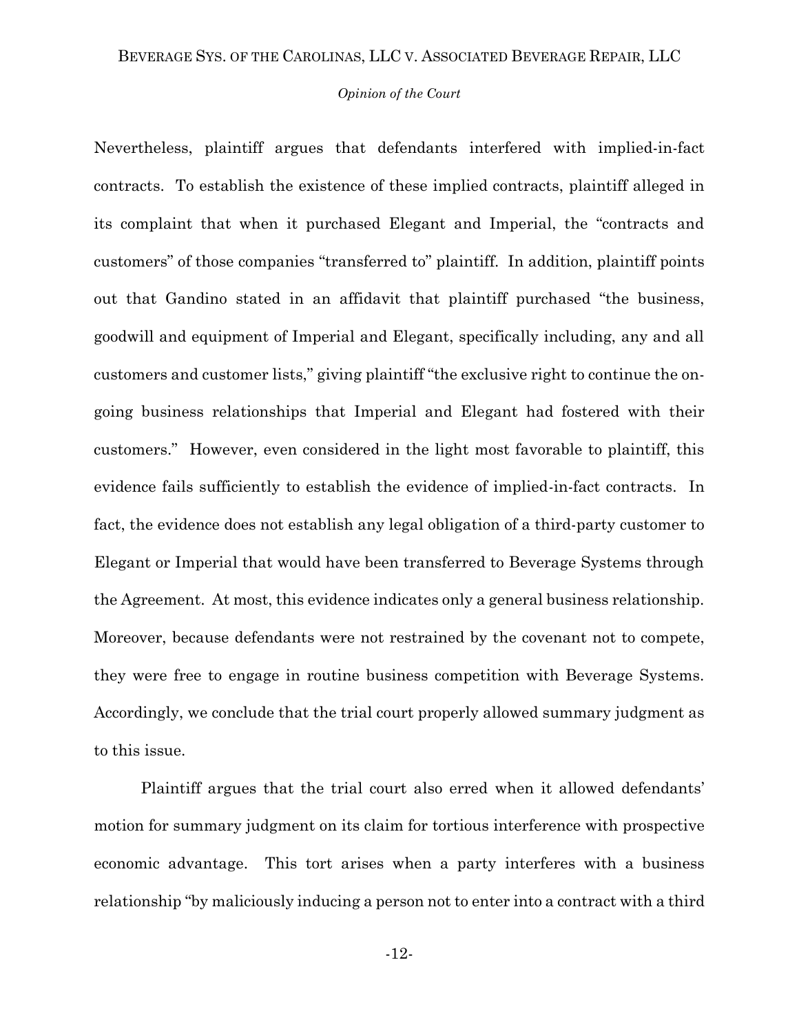Nevertheless, plaintiff argues that defendants interfered with implied-in-fact contracts. To establish the existence of these implied contracts, plaintiff alleged in its complaint that when it purchased Elegant and Imperial, the "contracts and customers" of those companies "transferred to" plaintiff. In addition, plaintiff points out that Gandino stated in an affidavit that plaintiff purchased "the business, goodwill and equipment of Imperial and Elegant, specifically including, any and all customers and customer lists," giving plaintiff "the exclusive right to continue the on-going business relationships that Imperial and Elegant had fostered with their customers." However, even considered in the light most favorable to plaintiff, this evidence fails sufficiently to establish the evidence of implied-in-fact contracts. In fact, the evidence does not establish any legal obligation of a third-party customer to Elegant or Imperial that would have been transferred to Beverage Systems through the Agreement. At most, this evidence indicates only a general business relationship. Moreover, because defendants were not restrained by the covenant not to compete, they were free to engage in routine business competition with Beverage Systems. Accordingly, we conclude that the trial court properly allowed summary judgment as to this issue.

Plaintiff argues that the trial court also erred when it allowed defendants' motion for summary judgment on its claim for tortious interference with prospective economic advantage. This tort arises when a party interferes with a business relationship "by maliciously inducing a person not to enter into a contract with a third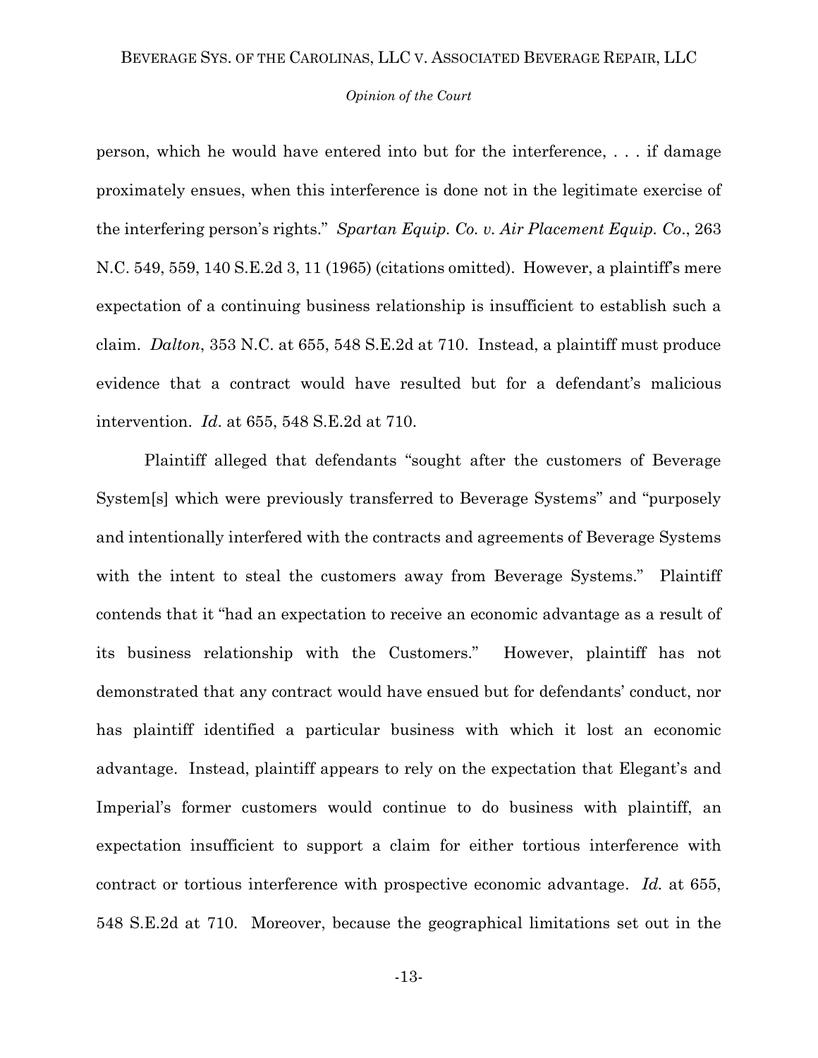person, which he would have entered into but for the interference, . . . if damage proximately ensues, when this interference is done not in the legitimate exercise of the interfering person's rights." *Spartan Equip. Co. v. Air Placement Equip. Co*., 263 N.C. 549, 559, 140 S.E.2d 3, 11 (1965) (citations omitted). However, a plaintiff's mere expectation of a continuing business relationship is insufficient to establish such a claim. *Dalton*, 353 N.C. at 655, 548 S.E.2d at 710. Instead, a plaintiff must produce evidence that a contract would have resulted but for a defendant's malicious intervention. *Id*. at 655, 548 S.E.2d at 710.

Plaintiff alleged that defendants "sought after the customers of Beverage System[s] which were previously transferred to Beverage Systems" and "purposely and intentionally interfered with the contracts and agreements of Beverage Systems with the intent to steal the customers away from Beverage Systems." Plaintiff contends that it "had an expectation to receive an economic advantage as a result of its business relationship with the Customers." However, plaintiff has not demonstrated that any contract would have ensued but for defendants' conduct, nor has plaintiff identified a particular business with which it lost an economic advantage. Instead, plaintiff appears to rely on the expectation that Elegant's and Imperial's former customers would continue to do business with plaintiff, an expectation insufficient to support a claim for either tortious interference with contract or tortious interference with prospective economic advantage. *Id.* at 655, 548 S.E.2d at 710. Moreover, because the geographical limitations set out in the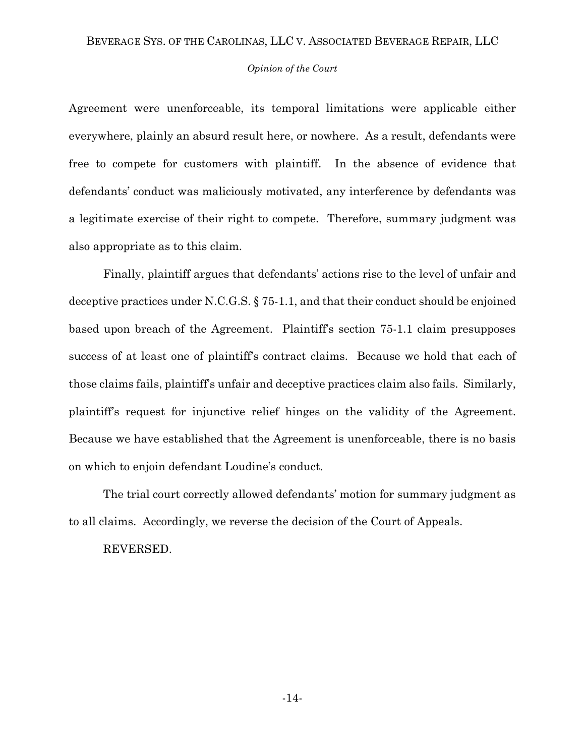Agreement were unenforceable, its temporal limitations were applicable either everywhere, plainly an absurd result here, or nowhere. As a result, defendants were free to compete for customers with plaintiff. In the absence of evidence that defendants' conduct was maliciously motivated, any interference by defendants was a legitimate exercise of their right to compete. Therefore, summary judgment was also appropriate as to this claim.

Finally, plaintiff argues that defendants' actions rise to the level of unfair and deceptive practices under N.C.G.S. § 75-1.1, and that their conduct should be enjoined based upon breach of the Agreement. Plaintiff's section 75-1.1 claim presupposes success of at least one of plaintiff's contract claims. Because we hold that each of those claims fails, plaintiff's unfair and deceptive practices claim also fails. Similarly, plaintiff's request for injunctive relief hinges on the validity of the Agreement. Because we have established that the Agreement is unenforceable, there is no basis on which to enjoin defendant Loudine's conduct.

The trial court correctly allowed defendants' motion for summary judgment as to all claims. Accordingly, we reverse the decision of the Court of Appeals.

REVERSED.